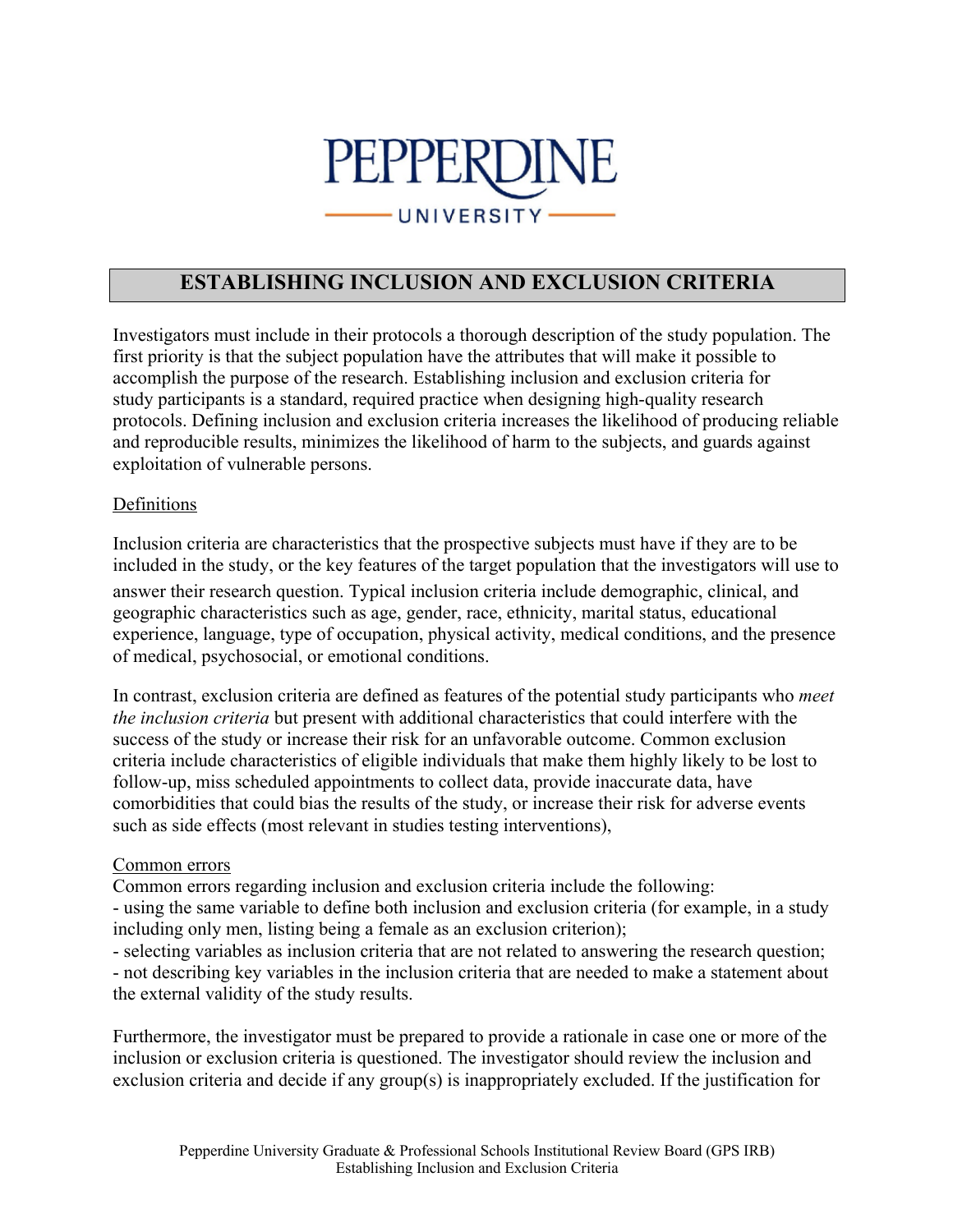# ESTABLISHING INCLUSION AND EXCLUSION CRITERIA

Investigators must include in their protocols a thorough description of the study population. The first priority is that the subject population have the attributes that will make it possible to accomplish the purpose of the research. Establishing inclusion and exclusion criteria for study participants is a standard, required practice when designing high-quality research protocols. Defining inclusion and exclusion criteria increases the likelihood of producing reliable and reproducible results, minimizes the likelihood of harm to the subjects, and guards against exploitation of vulnerable persons.

## Definitions

Inclusion criteria are characteristics that the prospective subjects must have if they are to be included in the study, or the key features of the target population that the investigators will use to answer their research question. Typical inclusion criteria include demographic, clinical, and geographic characteristics such as age, gender, race, ethnicity, marital status, educational experience, language, type of occupation, physical activity, medical conditions, and the presence of medical, psychosocial, or emotional conditions.

In contrast, exclusion criteria are defined as features of the potential study participants who *meet the inclusion criteria* but present with additional characteristics that could interfere with the success of the study or increase their risk for an unfavorable outcome. Common exclusion criteria include characteristics of eligible individuals that make them highly likely to be lost to follow-up, miss scheduled appointments to collect data, provide inaccurate data, have comorbidities that could bias the results of the study, or increase their risk for adverse events such as side effects (most relevant in studies testing interventions),

## Common errors

Common errors regarding inclusion and exclusion criteria include the following:

- using the same variable to define both inclusion and exclusion criteria (for example, in a study including only men, listing being a female as an exclusion criterion);
- selecting variables as inclusion criteria that are not related to answering the research question;
- not describing key variables in the inclusion criteria that are needed to make a statement about the external validity of the study results.

Furthermore, the investigator must be prepared to provide a rationale in case one or more of the inclusion or exclusion criteria is questioned. The investigator should review the inclusion and exclusion criteria and decide if any group(s) is inappropriately excluded. If the justification for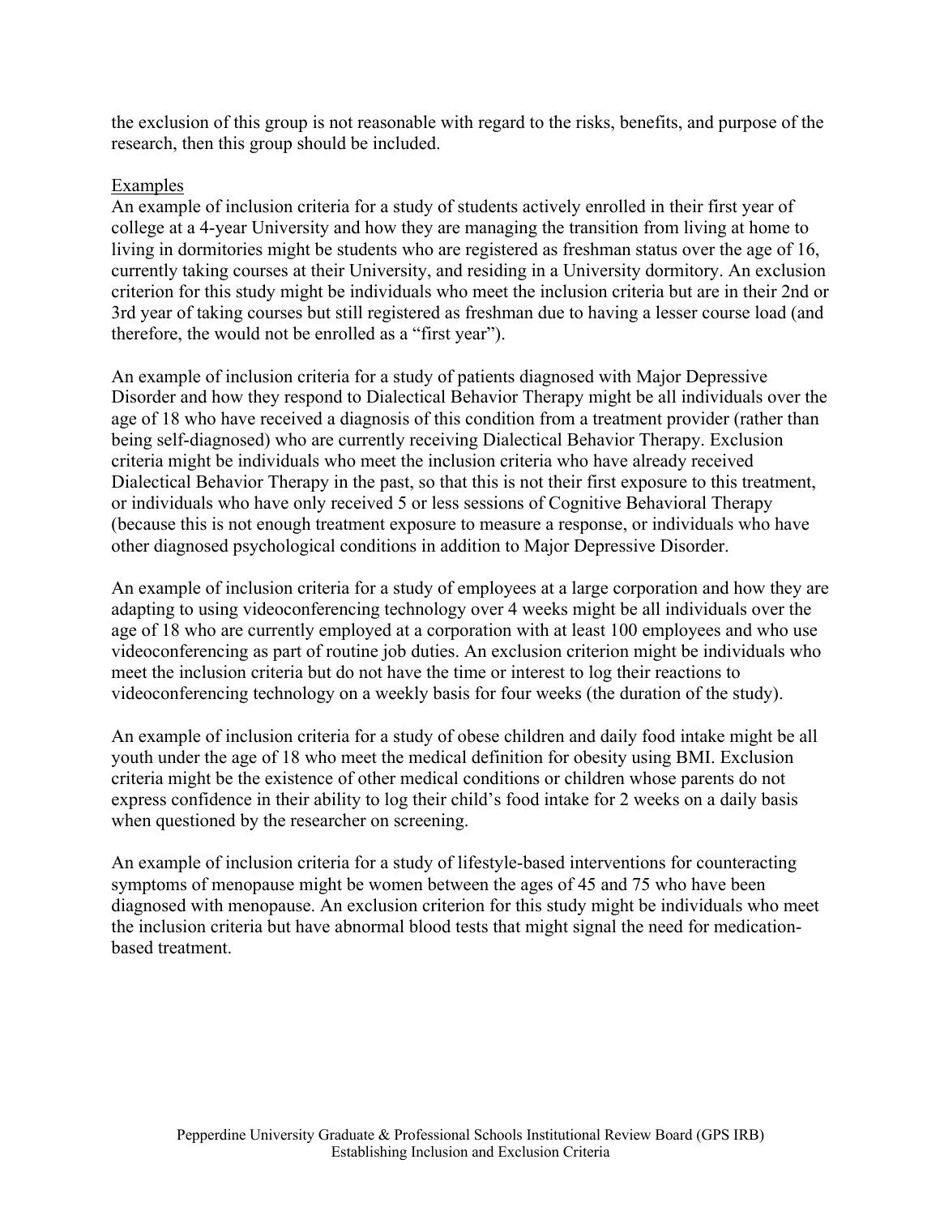the exclusion of this group is not reasonable with regard to the risks, benefits, and purpose of the research, then this group should be included.

Examples

An example of inclusion criteria for a study of students actively enrolled in their first year of college at a 4-year University and how they are managing the transition from living at home to living in dormitories might be students who are registered as freshman status over the age of 16, currently taking courses at their University, and residing in a University dormitory. An exclusion criterion for this study might be individuals who meet the inclusion criteria but are in their 2nd or 3rd year of taking courses but still registered as freshman due to having a lesser course load (and therefore, the would not be enrolled as a "first year").

An example of inclusion criteria for a study of patients diagnosed with Major Depressive Disorder and how they respond to Dialectical Behavior Therapy might be all individuals over the age of 18 who have received a diagnosis of this condition from a treatment provider (rather than being self-diagnosed) who are currently receiving Dialectical Behavior Therapy. Exclusion criteria might be individuals who meet the inclusion criteria who have already received Dialectical Behavior Therapy in the past, so that this is not their first exposure to this treatment, or individuals who have only received 5 or less sessions of Cognitive Behavioral Therapy (because this is not enough treatment exposure to measure a response, or individuals who have other diagnosed psychological conditions in addition to Major Depressive Disorder.

An example of inclusion criteria for a study of employees at a large corporation and how they are adapting to using videoconferencing technology over 4 weeks might be all individuals over the age of 18 who are currently employed at a corporation with at least 100 employees and who use videoconferencing as part of routine job duties. An exclusion criterion might be individuals who meet the inclusion criteria but do not have the time or interest to log their reactions to videoconferencing technology on a weekly basis for four weeks (the duration of the study).

An example of inclusion criteria for a study of obese children and daily food intake might be all youth under the age of 18 who meet the medical definition for obesity using BMI. Exclusion criteria might be the existence of other medical conditions or children whose parents do not express confidence in their ability to log their child's food intake for 2 weeks on a daily basis when questioned by the researcher on screening.

An example of inclusion criteria for a study of lifestyle-based interventions for counteracting symptoms of menopause might be women between the ages of 45 and 75 who have been diagnosed with menopause. An exclusion criterion for this study might be individuals who meet the inclusion criteria but have abnormal blood tests that might signal the need for medication-based treatment.